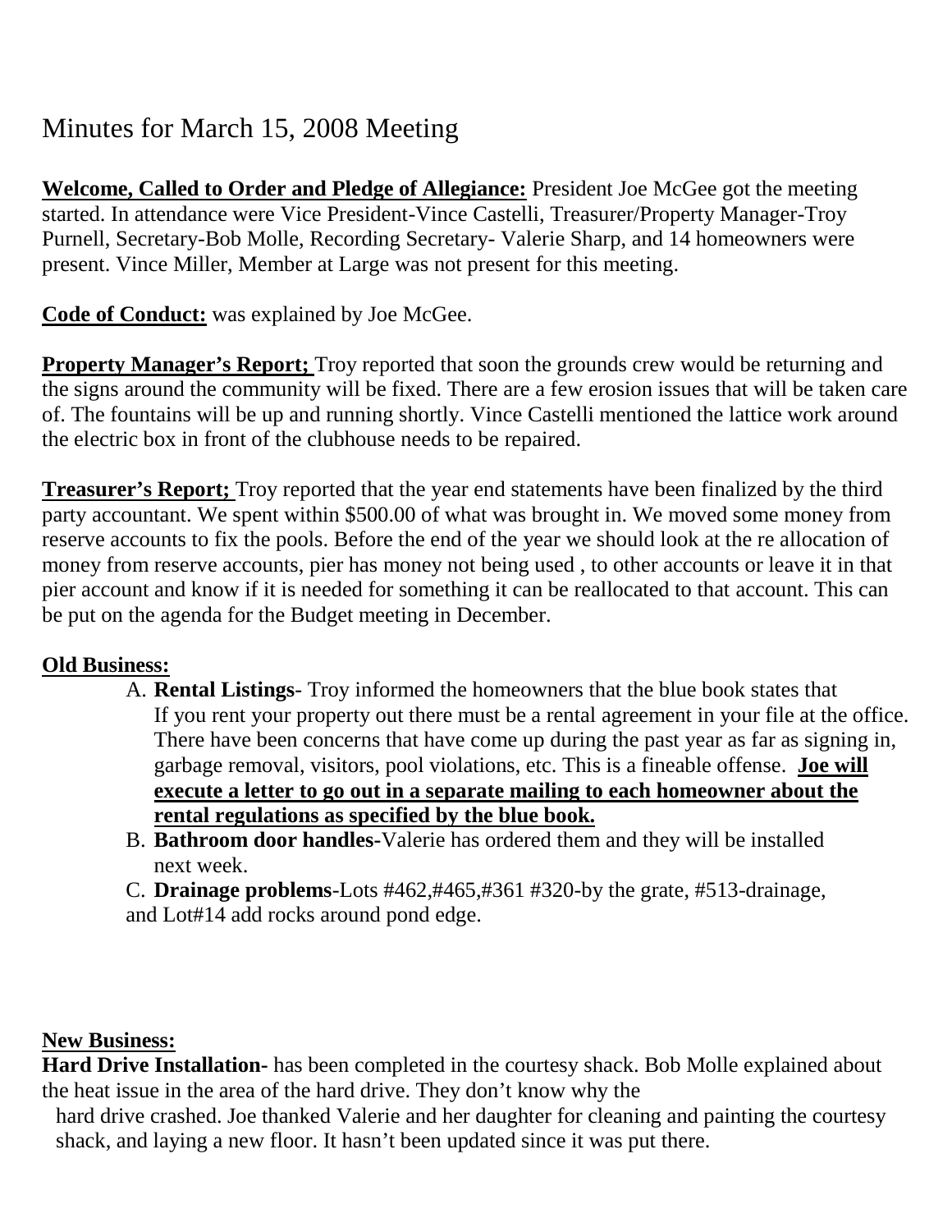# Minutes for March 15, 2008 Meeting

**Welcome, Called to Order and Pledge of Allegiance:** President Joe McGee got the meeting started. In attendance were Vice President-Vince Castelli, Treasurer/Property Manager-Troy Purnell, Secretary-Bob Molle, Recording Secretary- Valerie Sharp, and 14 homeowners were present. Vince Miller, Member at Large was not present for this meeting.

**Code of Conduct:** was explained by Joe McGee.

**Property Manager's Report;** Troy reported that soon the grounds crew would be returning and the signs around the community will be fixed. There are a few erosion issues that will be taken care of. The fountains will be up and running shortly. Vince Castelli mentioned the lattice work around the electric box in front of the clubhouse needs to be repaired.

**Treasurer's Report;** Troy reported that the year end statements have been finalized by the third party accountant. We spent within $500.00 of what was brought in. We moved some money from reserve accounts to fix the pools. Before the end of the year we should look at the re allocation of money from reserve accounts, pier has money not being used , to other accounts or leave it in that pier account and know if it is needed for something it can be reallocated to that account. This can be put on the agenda for the Budget meeting in December.

**Old Business:**

A. **Rental Listings**- Troy informed the homeowners that the blue book states that If you rent your property out there must be a rental agreement in your file at the office. There have been concerns that have come up during the past year as far as signing in, garbage removal, visitors, pool violations, etc. This is a fineable offense. **Joe will execute a letter to go out in a separate mailing to each homeowner about the rental regulations as specified by the blue book.**

B. **Bathroom door handles**-Valerie has ordered them and they will be installed next week.

C. **Drainage problems**-Lots #462,#465,#361 #320-by the grate, #513-drainage, and Lot#14 add rocks around pond edge.

**New Business:**

**Hard Drive Installation-** has been completed in the courtesy shack. Bob Molle explained about the heat issue in the area of the hard drive. They don't know why the hard drive crashed. Joe thanked Valerie and her daughter for cleaning and painting the courtesy shack, and laying a new floor. It hasn't been updated since it was put there.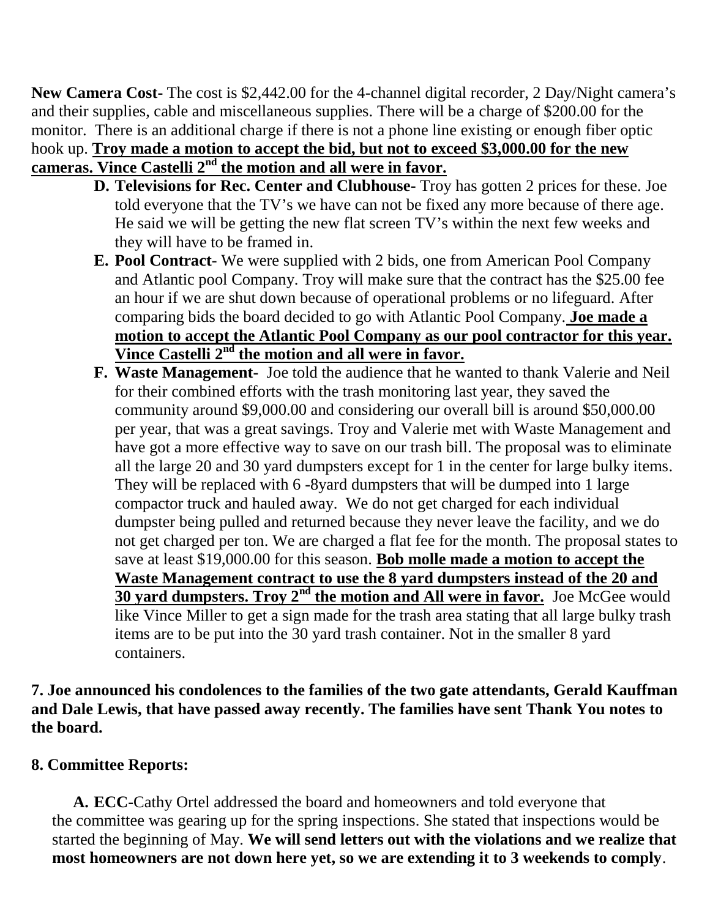**New Camera Cost-** The cost is $2,442.00 for the 4-channel digital recorder, 2 Day/Night camera's and their supplies, cable and miscellaneous supplies. There will be a charge of $200.00 for the monitor. There is an additional charge if there is not a phone line existing or enough fiber optic hook up. **Troy made a motion to accept the bid, but not to exceed $3,000.00 for the new cameras. Vince Castelli 2nd the motion and all were in favor.**

D. **Televisions for Rec. Center and Clubhouse-** Troy has gotten 2 prices for these. Joe told everyone that the TV's we have can not be fixed any more because of there age. He said we will be getting the new flat screen TV's within the next few weeks and they will have to be framed in.

E. **Pool Contract**- We were supplied with 2 bids, one from American Pool Company and Atlantic pool Company. Troy will make sure that the contract has the $25.00 fee an hour if we are shut down because of operational problems or no lifeguard. After comparing bids the board decided to go with Atlantic Pool Company. **Joe made a motion to accept the Atlantic Pool Company as our pool contractor for this year. Vince Castelli 2nd the motion and all were in favor.**

F. **Waste Management-** Joe told the audience that he wanted to thank Valerie and Neil for their combined efforts with the trash monitoring last year, they saved the community around $9,000.00 and considering our overall bill is around $50,000.00 per year, that was a great savings. Troy and Valerie met with Waste Management and have got a more effective way to save on our trash bill. The proposal was to eliminate all the large 20 and 30 yard dumpsters except for 1 in the center for large bulky items. They will be replaced with 6 -8yard dumpsters that will be dumped into 1 large compactor truck and hauled away. We do not get charged for each individual dumpster being pulled and returned because they never leave the facility, and we do not get charged per ton. We are charged a flat fee for the month. The proposal states to save at least $19,000.00 for this season. **Bob molle made a motion to accept the Waste Management contract to use the 8 yard dumpsters instead of the 20 and 30 yard dumpsters. Troy 2nd the motion and All were in favor.** Joe McGee would like Vince Miller to get a sign made for the trash area stating that all large bulky trash items are to be put into the 30 yard trash container. Not in the smaller 8 yard containers.

**7. Joe announced his condolences to the families of the two gate attendants, Gerald Kauffman and Dale Lewis, that have passed away recently. The families have sent Thank You notes to the board.**

**8. Committee Reports:**

**A. ECC-**Cathy Ortel addressed the board and homeowners and told everyone that the committee was gearing up for the spring inspections. She stated that inspections would be started the beginning of May. **We will send letters out with the violations and we realize that most homeowners are not down here yet, so we are extending it to 3 weekends to comply**.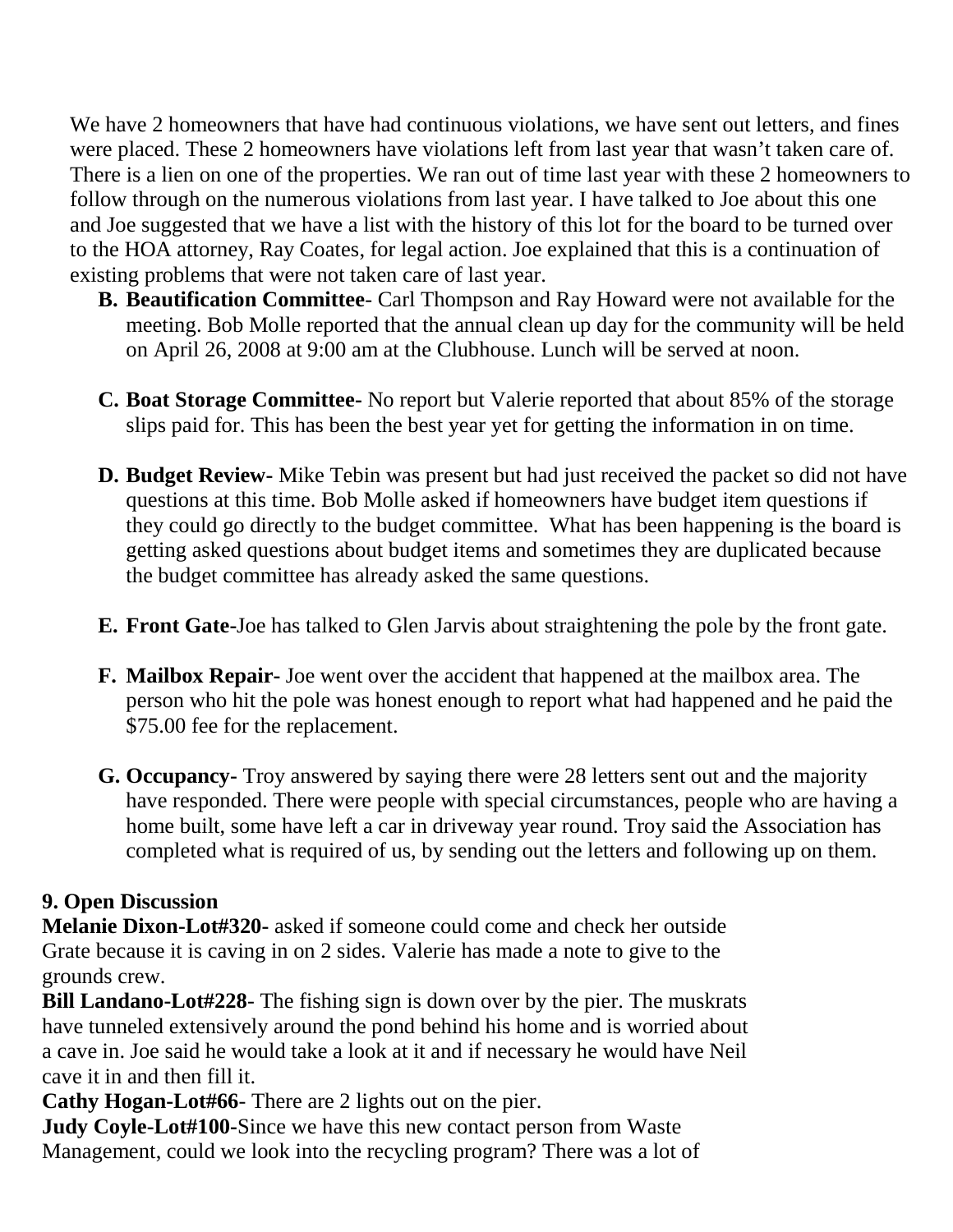We have 2 homeowners that have had continuous violations, we have sent out letters, and fines were placed. These 2 homeowners have violations left from last year that wasn't taken care of. There is a lien on one of the properties. We ran out of time last year with these 2 homeowners to follow through on the numerous violations from last year. I have talked to Joe about this one and Joe suggested that we have a list with the history of this lot for the board to be turned over to the HOA attorney, Ray Coates, for legal action. Joe explained that this is a continuation of existing problems that were not taken care of last year.

B. **Beautification Committee**- Carl Thompson and Ray Howard were not available for the meeting. Bob Molle reported that the annual clean up day for the community will be held on April 26, 2008 at 9:00 am at the Clubhouse. Lunch will be served at noon.

C. **Boat Storage Committee-** No report but Valerie reported that about 85% of the storage slips paid for. This has been the best year yet for getting the information in on time.

D. **Budget Review-** Mike Tebin was present but had just received the packet so did not have questions at this time. Bob Molle asked if homeowners have budget item questions if they could go directly to the budget committee. What has been happening is the board is getting asked questions about budget items and sometimes they are duplicated because the budget committee has already asked the same questions.

E. **Front Gate-**Joe has talked to Glen Jarvis about straightening the pole by the front gate.

F. **Mailbox Repair-** Joe went over the accident that happened at the mailbox area. The person who hit the pole was honest enough to report what had happened and he paid the $75.00 fee for the replacement.

G. **Occupancy-** Troy answered by saying there were 28 letters sent out and the majority have responded. There were people with special circumstances, people who are having a home built, some have left a car in driveway year round. Troy said the Association has completed what is required of us, by sending out the letters and following up on them.

**9. Open Discussion**

**Melanie Dixon-Lot#320-** asked if someone could come and check her outside Grate because it is caving in on 2 sides. Valerie has made a note to give to the grounds crew.

**Bill Landano-Lot#228**- The fishing sign is down over by the pier. The muskrats have tunneled extensively around the pond behind his home and is worried about a cave in. Joe said he would take a look at it and if necessary he would have Neil cave it in and then fill it.

**Cathy Hogan-Lot#66**- There are 2 lights out on the pier.

**Judy Coyle-Lot#100-**Since we have this new contact person from Waste Management, could we look into the recycling program? There was a lot of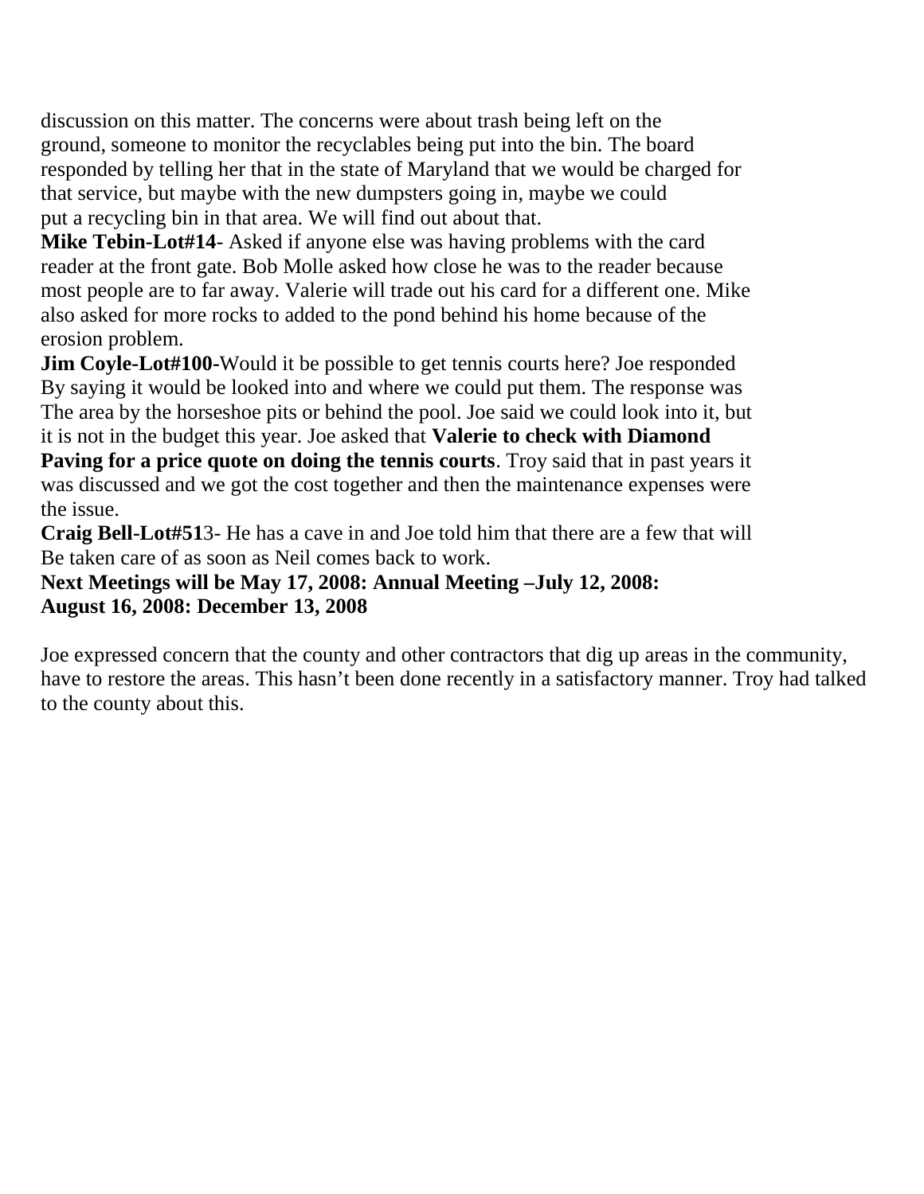discussion on this matter. The concerns were about trash being left on the ground, someone to monitor the recyclables being put into the bin. The board responded by telling her that in the state of Maryland that we would be charged for that service, but maybe with the new dumpsters going in, maybe we could put a recycling bin in that area. We will find out about that.

**Mike Tebin-Lot#14**- Asked if anyone else was having problems with the card reader at the front gate. Bob Molle asked how close he was to the reader because most people are to far away. Valerie will trade out his card for a different one. Mike also asked for more rocks to added to the pond behind his home because of the erosion problem.

**Jim Coyle-Lot#100-**Would it be possible to get tennis courts here? Joe responded By saying it would be looked into and where we could put them. The response was The area by the horseshoe pits or behind the pool. Joe said we could look into it, but it is not in the budget this year. Joe asked that **Valerie to check with Diamond Paving for a price quote on doing the tennis courts**. Troy said that in past years it was discussed and we got the cost together and then the maintenance expenses were the issue.

**Craig Bell-Lot#51**3- He has a cave in and Joe told him that there are a few that will Be taken care of as soon as Neil comes back to work.

**Next Meetings will be May 17, 2008: Annual Meeting –July 12, 2008: August 16, 2008: December 13, 2008**

Joe expressed concern that the county and other contractors that dig up areas in the community, have to restore the areas. This hasn't been done recently in a satisfactory manner. Troy had talked to the county about this.